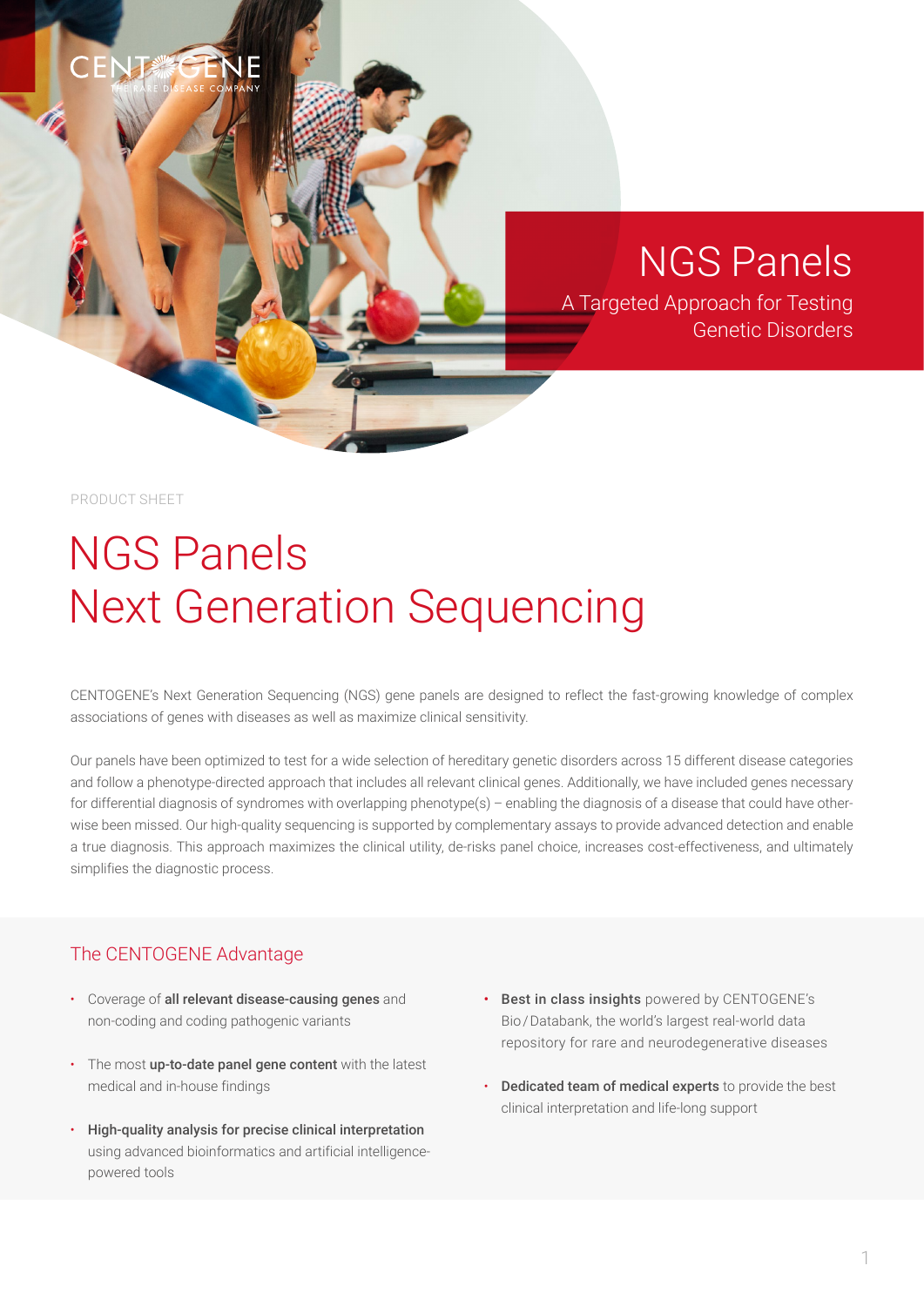CENTOGENE
THE RARE DISEASE COMPANY

# NGS Panels

A Targeted Approach for Testing Genetic Disorders

PRODUCT SHEET

# NGS Panels
# Next Generation Sequencing

CENTOGENE's Next Generation Sequencing (NGS) gene panels are designed to reflect the fast-growing knowledge of complex associations of genes with diseases as well as maximize clinical sensitivity.

Our panels have been optimized to test for a wide selection of hereditary genetic disorders across 15 different disease categories and follow a phenotype-directed approach that includes all relevant clinical genes. Additionally, we have included genes necessary for differential diagnosis of syndromes with overlapping phenotype(s) – enabling the diagnosis of a disease that could have otherwise been missed. Our high-quality sequencing is supported by complementary assays to provide advanced detection and enable a true diagnosis. This approach maximizes the clinical utility, de-risks panel choice, increases cost-effectiveness, and ultimately simplifies the diagnostic process.

## The CENTOGENE Advantage

- Coverage of **all relevant disease-causing genes** and non-coding and coding pathogenic variants
- The most **up-to-date panel gene content** with the latest medical and in-house findings
- **High-quality analysis for precise clinical interpretation** using advanced bioinformatics and artificial intelligence-powered tools
- **Best in class insights** powered by CENTOGENE's Bio / Databank, the world's largest real-world data repository for rare and neurodegenerative diseases
- **Dedicated team of medical experts** to provide the best clinical interpretation and life-long support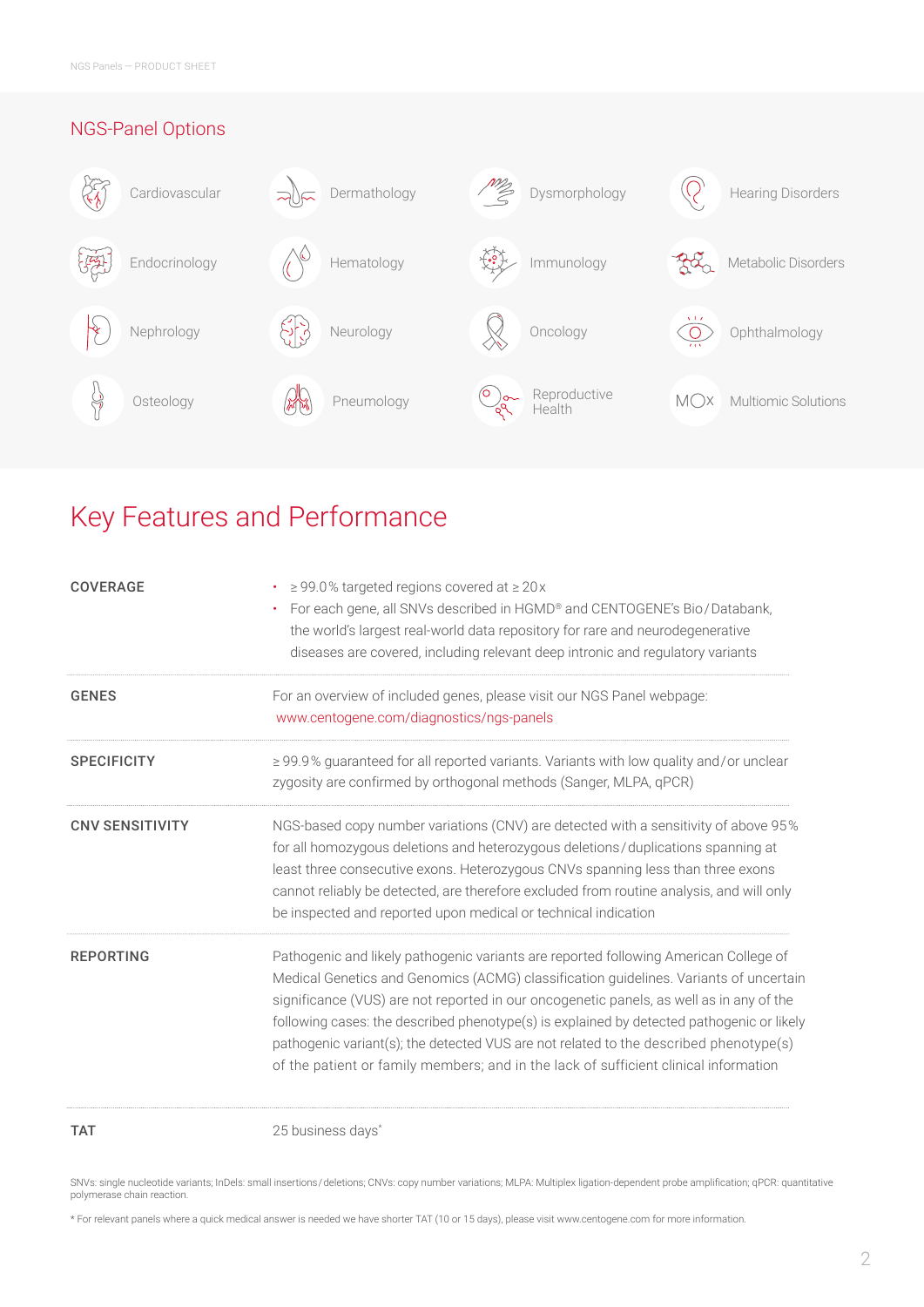## NGS-Panel Options

- Cardiovascular
- Dermathology
- Dysmorphology
- Hearing Disorders
- Endocrinology
- Hematology
- Immunology
- Metabolic Disorders
- Nephrology
- Neurology
- Oncology
- Ophthalmology
- Osteology
- Pneumology
- Reproductive Health
- Multiomic Solutions

# Key Features and Performance

| | |
|---|---|
| **COVERAGE** | • ≥ 99.0% targeted regions covered at ≥ 20x<br>• For each gene, all SNVs described in HGMD® and CENTOGENE's Bio/Databank, the world's largest real-world data repository for rare and neurodegenerative diseases are covered, including relevant deep intronic and regulatory variants |
| **GENES** | For an overview of included genes, please visit our NGS Panel webpage: www.centogene.com/diagnostics/ngs-panels |
| **SPECIFICITY** | ≥ 99.9% guaranteed for all reported variants. Variants with low quality and/or unclear zygosity are confirmed by orthogonal methods (Sanger, MLPA, qPCR) |
| **CNV SENSITIVITY** | NGS-based copy number variations (CNV) are detected with a sensitivity of above 95% for all homozygous deletions and heterozygous deletions/duplications spanning at least three consecutive exons. Heterozygous CNVs spanning less than three exons cannot reliably be detected, are therefore excluded from routine analysis, and will only be inspected and reported upon medical or technical indication |
| **REPORTING** | Pathogenic and likely pathogenic variants are reported following American College of Medical Genetics and Genomics (ACMG) classification guidelines. Variants of uncertain significance (VUS) are not reported in our oncogenetic panels, as well as in any of the following cases: the described phenotype(s) is explained by detected pathogenic or likely pathogenic variant(s); the detected VUS are not related to the described phenotype(s) of the patient or family members; and in the lack of sufficient clinical information |
| **TAT** | 25 business days* |

SNVs: single nucleotide variants; InDels: small insertions/deletions; CNVs: copy number variations; MLPA: Multiplex ligation-dependent probe amplification; qPCR: quantitative polymerase chain reaction.

* For relevant panels where a quick medical answer is needed we have shorter TAT (10 or 15 days), please visit www.centogene.com for more information.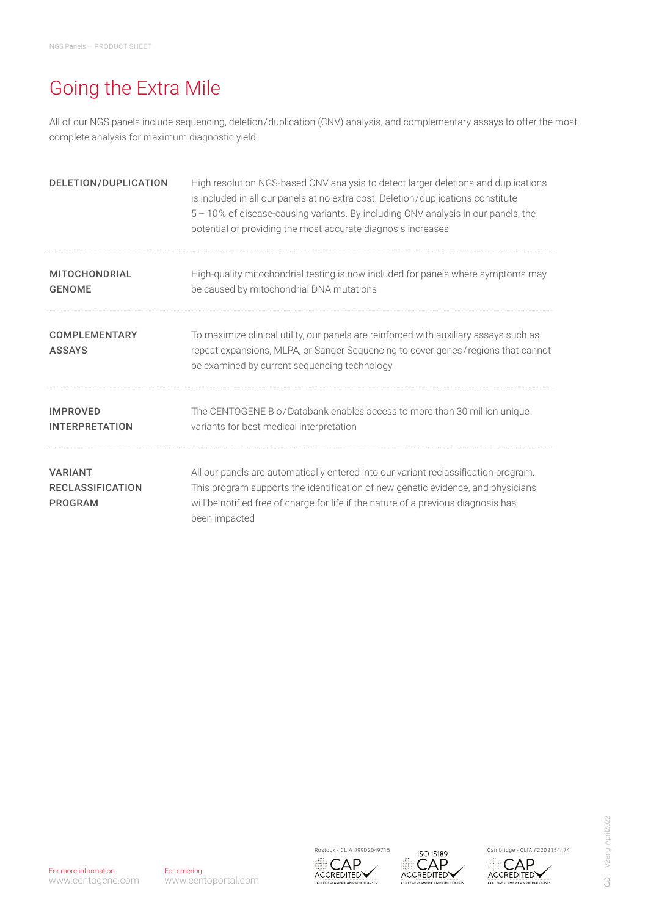# Going the Extra Mile

All of our NGS panels include sequencing, deletion/duplication (CNV) analysis, and complementary assays to offer the most complete analysis for maximum diagnostic yield.

| | |
|---|---|
| **DELETION/DUPLICATION** | High resolution NGS-based CNV analysis to detect larger deletions and duplications is included in all our panels at no extra cost. Deletion/duplications constitute 5 – 10% of disease-causing variants. By including CNV analysis in our panels, the potential of providing the most accurate diagnosis increases |
| **MITOCHONDRIAL GENOME** | High-quality mitochondrial testing is now included for panels where symptoms may be caused by mitochondrial DNA mutations |
| **COMPLEMENTARY ASSAYS** | To maximize clinical utility, our panels are reinforced with auxiliary assays such as repeat expansions, MLPA, or Sanger Sequencing to cover genes/regions that cannot be examined by current sequencing technology |
| **IMPROVED INTERPRETATION** | The CENTOGENE Bio/Databank enables access to more than 30 million unique variants for best medical interpretation |
| **VARIANT RECLASSIFICATION PROGRAM** | All our panels are automatically entered into our variant reclassification program. This program supports the identification of new genetic evidence, and physicians will be notified free of charge for life if the nature of a previous diagnosis has been impacted |

For more information
www.centogene.com

For ordering
www.centoportal.com

Rostock - CLIA #99D2049715 CAP ACCREDITED COLLEGE of AMERICAN PATHOLOGISTS

ISO 15189 CAP ACCREDITED COLLEGE of AMERICAN PATHOLOGISTS

Cambridge - CLIA #22D2154474 CAP ACCREDITED COLLEGE of AMERICAN PATHOLOGISTS

V2eng_April2022